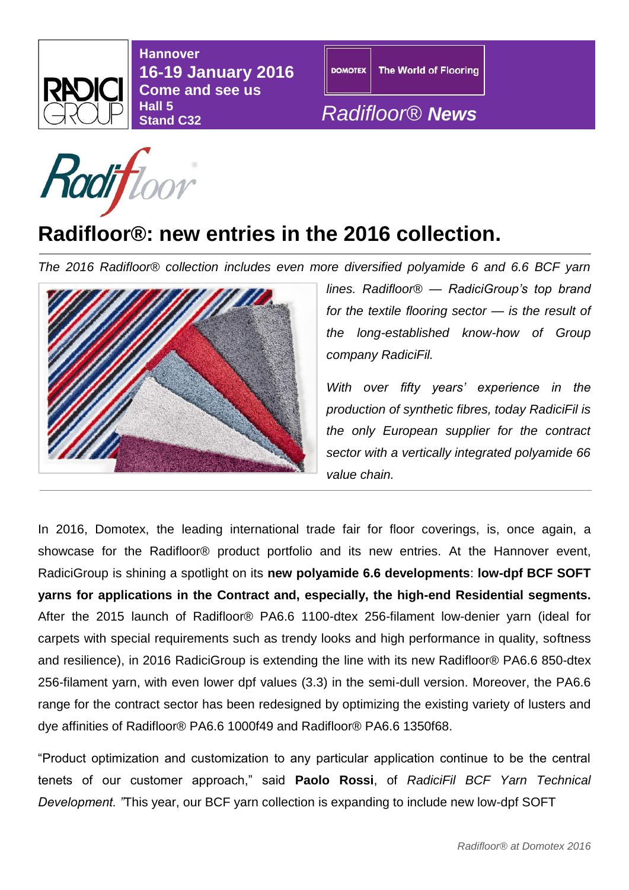Hannover
**16-19 January 2016**
**Come and see us**
Hall 5
Stand C32

DOMOTEX The World of Flooring

*Radifloor® **News***

# Radifloor®: new entries in the 2016 collection.

*The 2016 Radifloor® collection includes even more diversified polyamide 6 and 6.6 BCF yarn lines. Radifloor® — RadiciGroup's top brand for the textile flooring sector — is the result of the long-established know-how of Group company RadiciFil.*

*With over fifty years' experience in the production of synthetic fibres, today RadiciFil is the only European supplier for the contract sector with a vertically integrated polyamide 66 value chain.*

In 2016, Domotex, the leading international trade fair for floor coverings, is, once again, a showcase for the Radifloor® product portfolio and its new entries. At the Hannover event, RadiciGroup is shining a spotlight on its **new polyamide 6.6 developments**: **low-dpf BCF SOFT yarns for applications in the Contract and, especially, the high-end Residential segments.** After the 2015 launch of Radifloor® PA6.6 1100-dtex 256-filament low-denier yarn (ideal for carpets with special requirements such as trendy looks and high performance in quality, softness and resilience), in 2016 RadiciGroup is extending the line with its new Radifloor® PA6.6 850-dtex 256-filament yarn, with even lower dpf values (3.3) in the semi-dull version. Moreover, the PA6.6 range for the contract sector has been redesigned by optimizing the existing variety of lusters and dye affinities of Radifloor® PA6.6 1000f49 and Radifloor® PA6.6 1350f68.

"Product optimization and customization to any particular application continue to be the central tenets of our customer approach," said **Paolo Rossi**, of *RadiciFil BCF Yarn Technical Development. "*This year, our BCF yarn collection is expanding to include new low-dpf SOFT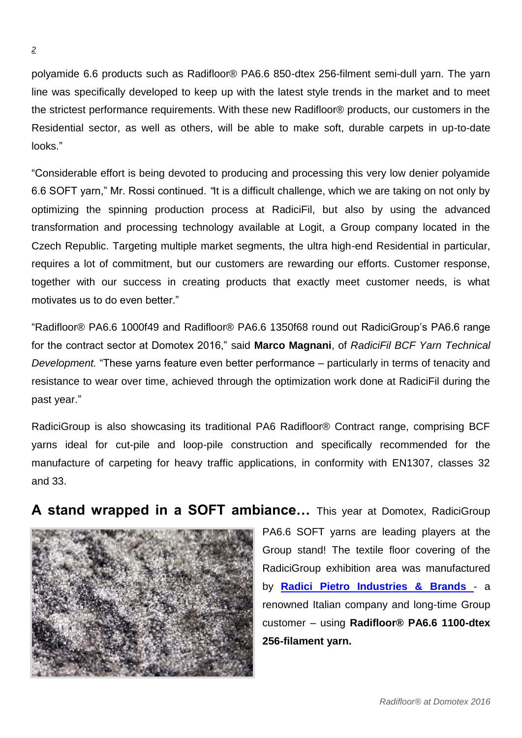polyamide 6.6 products such as Radifloor® PA6.6 850-dtex 256-filment semi-dull yarn. The yarn line was specifically developed to keep up with the latest style trends in the market and to meet the strictest performance requirements. With these new Radifloor® products, our customers in the Residential sector, as well as others, will be able to make soft, durable carpets in up-to-date looks."

"Considerable effort is being devoted to producing and processing this very low denier polyamide 6.6 SOFT yarn," Mr. Rossi continued. "It is a difficult challenge, which we are taking on not only by optimizing the spinning production process at RadiciFil, but also by using the advanced transformation and processing technology available at Logit, a Group company located in the Czech Republic. Targeting multiple market segments, the ultra high-end Residential in particular, requires a lot of commitment, but our customers are rewarding our efforts. Customer response, together with our success in creating products that exactly meet customer needs, is what motivates us to do even better."

"Radifloor® PA6.6 1000f49 and Radifloor® PA6.6 1350f68 round out RadiciGroup's PA6.6 range for the contract sector at Domotex 2016," said **Marco Magnani**, of *RadiciFil BCF Yarn Technical Development.* "These yarns feature even better performance – particularly in terms of tenacity and resistance to wear over time, achieved through the optimization work done at RadiciFil during the past year."

RadiciGroup is also showcasing its traditional PA6 Radifloor® Contract range, comprising BCF yarns ideal for cut-pile and loop-pile construction and specifically recommended for the manufacture of carpeting for heavy traffic applications, in conformity with EN1307, classes 32 and 33.

**A stand wrapped in a SOFT ambiance…** This year at Domotex, RadiciGroup PA6.6 SOFT yarns are leading players at the Group stand! The textile floor covering of the RadiciGroup exhibition area was manufactured by **Radici Pietro Industries & Brands** - a renowned Italian company and long-time Group customer – using **Radifloor® PA6.6 1100-dtex 256-filament yarn.**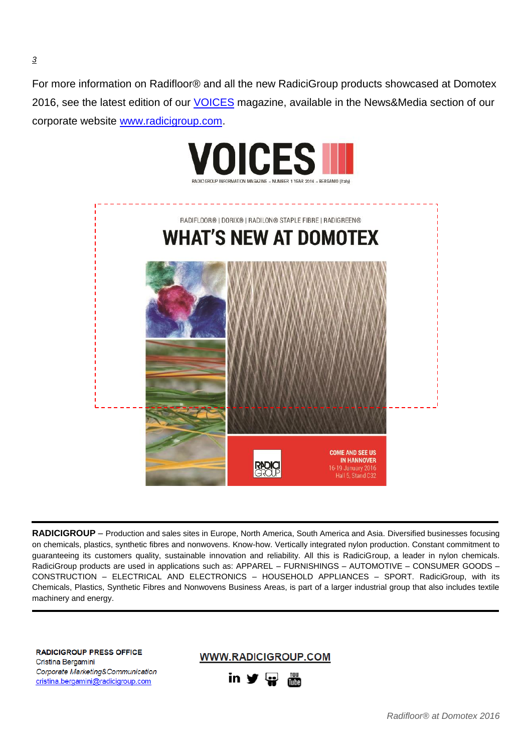For more information on Radifloor® and all the new RadiciGroup products showcased at Domotex 2016, see the latest edition of our VOICES magazine, available in the News&Media section of our corporate website www.radicigroup.com.

VOICES

RADICIGROUP INFORMATION MAGAZINE – NUMBER 1 YEAR 2016 – BERGAMO (Italy)

RADIFLOOR® | DORIX® | RADILON® STAPLE FIBRE | RADIGREEN®

WHAT'S NEW AT DOMOTEX

COME AND SEE US IN HANNOVER
16-19 January 2016
Hall 5, Stand C32

---

**RADICIGROUP** – Production and sales sites in Europe, North America, South America and Asia. Diversified businesses focusing on chemicals, plastics, synthetic fibres and nonwovens. Know-how. Vertically integrated nylon production. Constant commitment to guaranteeing its customers quality, sustainable innovation and reliability. All this is RadiciGroup, a leader in nylon chemicals. RadiciGroup products are used in applications such as: APPAREL – FURNISHINGS – AUTOMOTIVE – CONSUMER GOODS – CONSTRUCTION – ELECTRICAL AND ELECTRONICS – HOUSEHOLD APPLIANCES – SPORT. RadiciGroup, with its Chemicals, Plastics, Synthetic Fibres and Nonwovens Business Areas, is part of a larger industrial group that also includes textile machinery and energy.

---

**RADICIGROUP PRESS OFFICE**
Cristina Bergamini
*Corporate Marketing&Communication*
cristina.bergamini@radicigroup.com

WWW.RADICIGROUP.COM